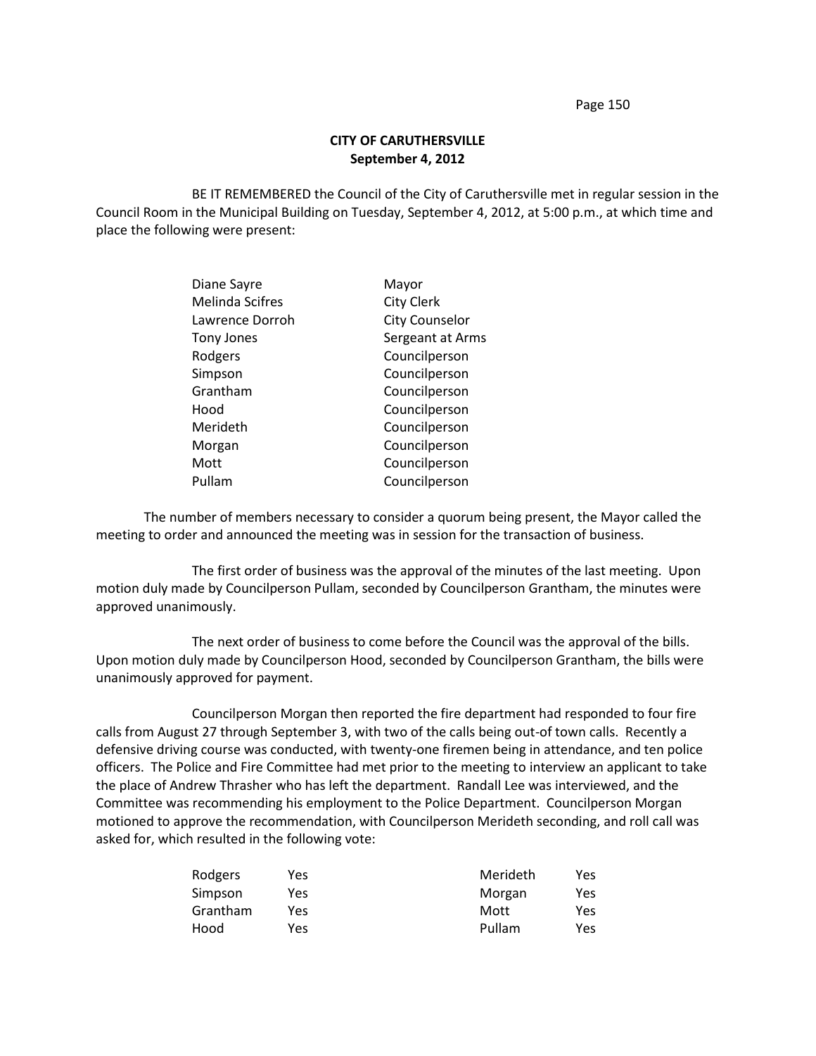**CITY OF CARUTHERSVILLE**
**September 4, 2012**

BE IT REMEMBERED the Council of the City of Caruthersville met in regular session in the Council Room in the Municipal Building on Tuesday, September 4, 2012, at 5:00 p.m., at which time and place the following were present:

| | |
|---|---|
| Diane Sayre | Mayor |
| Melinda Scifres | City Clerk |
| Lawrence Dorroh | City Counselor |
| Tony Jones | Sergeant at Arms |
| Rodgers | Councilperson |
| Simpson | Councilperson |
| Grantham | Councilperson |
| Hood | Councilperson |
| Merideth | Councilperson |
| Morgan | Councilperson |
| Mott | Councilperson |
| Pullam | Councilperson |

The number of members necessary to consider a quorum being present, the Mayor called the meeting to order and announced the meeting was in session for the transaction of business.

The first order of business was the approval of the minutes of the last meeting. Upon motion duly made by Councilperson Pullam, seconded by Councilperson Grantham, the minutes were approved unanimously.

The next order of business to come before the Council was the approval of the bills. Upon motion duly made by Councilperson Hood, seconded by Councilperson Grantham, the bills were unanimously approved for payment.

Councilperson Morgan then reported the fire department had responded to four fire calls from August 27 through September 3, with two of the calls being out-of town calls. Recently a defensive driving course was conducted, with twenty-one firemen being in attendance, and ten police officers. The Police and Fire Committee had met prior to the meeting to interview an applicant to take the place of Andrew Thrasher who has left the department. Randall Lee was interviewed, and the Committee was recommending his employment to the Police Department. Councilperson Morgan motioned to approve the recommendation, with Councilperson Merideth seconding, and roll call was asked for, which resulted in the following vote:

| | | | |
|---|---|---|---|
| Rodgers | Yes | Merideth | Yes |
| Simpson | Yes | Morgan | Yes |
| Grantham | Yes | Mott | Yes |
| Hood | Yes | Pullam | Yes |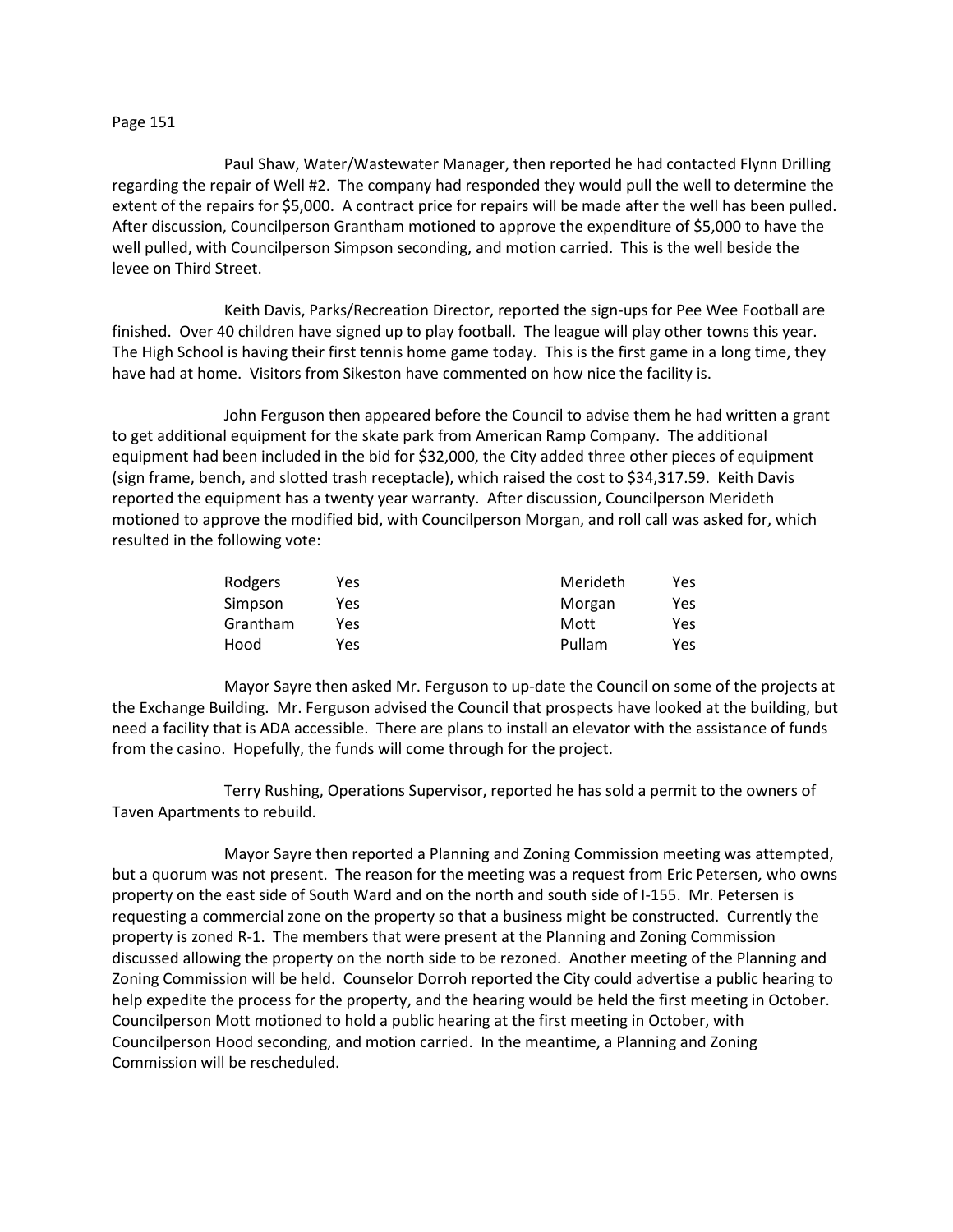Paul Shaw, Water/Wastewater Manager, then reported he had contacted Flynn Drilling regarding the repair of Well #2. The company had responded they would pull the well to determine the extent of the repairs for $5,000. A contract price for repairs will be made after the well has been pulled. After discussion, Councilperson Grantham motioned to approve the expenditure of $5,000 to have the well pulled, with Councilperson Simpson seconding, and motion carried. This is the well beside the levee on Third Street.

Keith Davis, Parks/Recreation Director, reported the sign-ups for Pee Wee Football are finished. Over 40 children have signed up to play football. The league will play other towns this year. The High School is having their first tennis home game today. This is the first game in a long time, they have had at home. Visitors from Sikeston have commented on how nice the facility is.

John Ferguson then appeared before the Council to advise them he had written a grant to get additional equipment for the skate park from American Ramp Company. The additional equipment had been included in the bid for $32,000, the City added three other pieces of equipment (sign frame, bench, and slotted trash receptacle), which raised the cost to $34,317.59. Keith Davis reported the equipment has a twenty year warranty. After discussion, Councilperson Merideth motioned to approve the modified bid, with Councilperson Morgan, and roll call was asked for, which resulted in the following vote:

| | | | |
|---|---|---|---|
| Rodgers | Yes | Merideth | Yes |
| Simpson | Yes | Morgan | Yes |
| Grantham | Yes | Mott | Yes |
| Hood | Yes | Pullam | Yes |

Mayor Sayre then asked Mr. Ferguson to up-date the Council on some of the projects at the Exchange Building. Mr. Ferguson advised the Council that prospects have looked at the building, but need a facility that is ADA accessible. There are plans to install an elevator with the assistance of funds from the casino. Hopefully, the funds will come through for the project.

Terry Rushing, Operations Supervisor, reported he has sold a permit to the owners of Taven Apartments to rebuild.

Mayor Sayre then reported a Planning and Zoning Commission meeting was attempted, but a quorum was not present. The reason for the meeting was a request from Eric Petersen, who owns property on the east side of South Ward and on the north and south side of I-155. Mr. Petersen is requesting a commercial zone on the property so that a business might be constructed. Currently the property is zoned R-1. The members that were present at the Planning and Zoning Commission discussed allowing the property on the north side to be rezoned. Another meeting of the Planning and Zoning Commission will be held. Counselor Dorroh reported the City could advertise a public hearing to help expedite the process for the property, and the hearing would be held the first meeting in October. Councilperson Mott motioned to hold a public hearing at the first meeting in October, with Councilperson Hood seconding, and motion carried. In the meantime, a Planning and Zoning Commission will be rescheduled.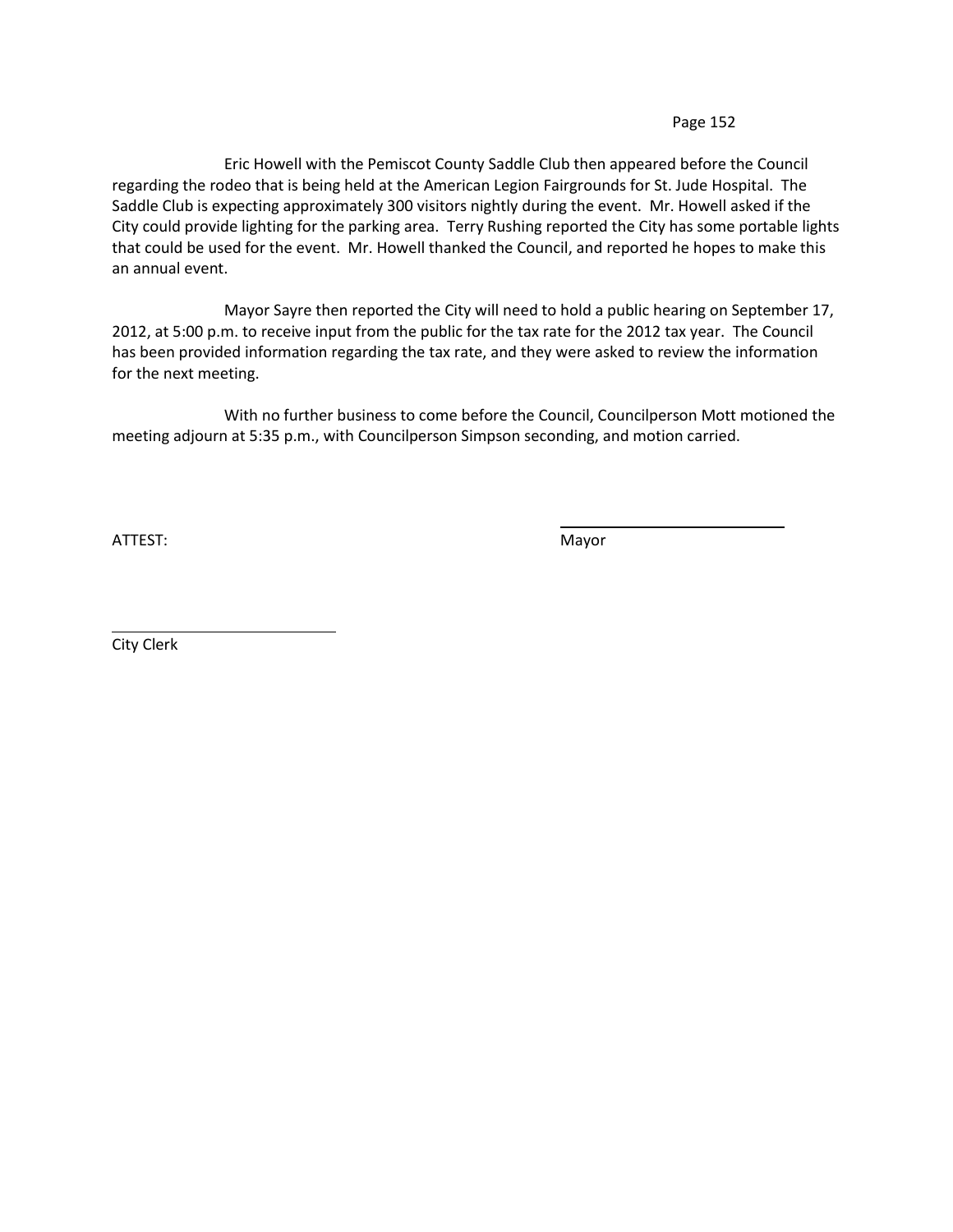Eric Howell with the Pemiscot County Saddle Club then appeared before the Council regarding the rodeo that is being held at the American Legion Fairgrounds for St. Jude Hospital. The Saddle Club is expecting approximately 300 visitors nightly during the event. Mr. Howell asked if the City could provide lighting for the parking area. Terry Rushing reported the City has some portable lights that could be used for the event. Mr. Howell thanked the Council, and reported he hopes to make this an annual event.

Mayor Sayre then reported the City will need to hold a public hearing on September 17, 2012, at 5:00 p.m. to receive input from the public for the tax rate for the 2012 tax year. The Council has been provided information regarding the tax rate, and they were asked to review the information for the next meeting.

With no further business to come before the Council, Councilperson Mott motioned the meeting adjourn at 5:35 p.m., with Councilperson Simpson seconding, and motion carried.

ATTEST: \_\_\_\_\_\_\_\_\_\_\_\_\_\_\_\_\_\_\_\_\_\_\_\_\_\_\_\_

Mayor

\_\_\_\_\_\_\_\_\_\_\_\_\_\_\_\_\_\_\_\_\_\_\_\_\_\_\_\_

City Clerk